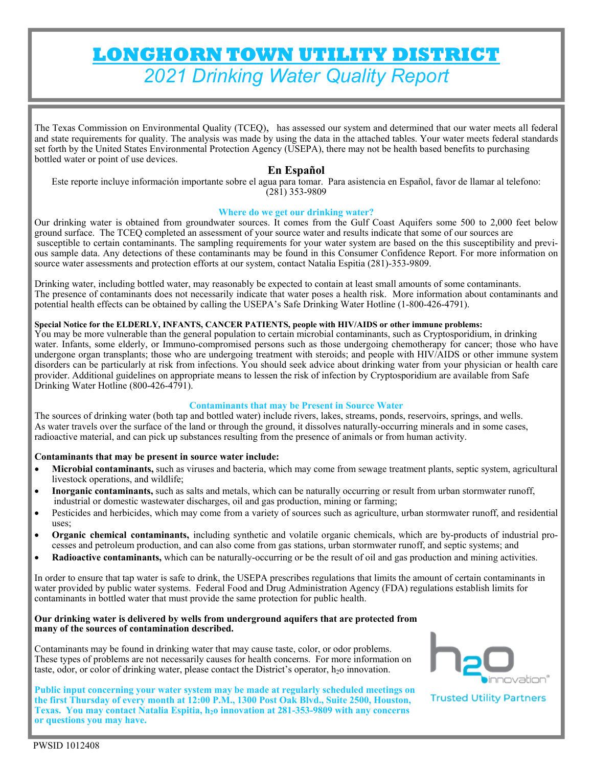# LONGHORN TOWN UTILITY DISTRICT

## *2021 Drinking Water Quality Report*

The Texas Commission on Environmental Quality (TCEQ), has assessed our system and determined that our water meets all federal and state requirements for quality. The analysis was made by using the data in the attached tables. Your water meets federal standards set forth by the United States Environmental Protection Agency (USEPA), there may not be health based benefits to purchasing bottled water or point of use devices.

### En Español

Este reporte incluye información importante sobre el agua para tomar. Para asistencia en Español, favor de llamar al telefono: (281) 353-9809

### Where do we get our drinking water?

Our drinking water is obtained from groundwater sources. It comes from the Gulf Coast Aquifers some 500 to 2,000 feet below ground surface. The TCEQ completed an assessment of your source water and results indicate that some of our sources are susceptible to certain contaminants. The sampling requirements for your water system are based on the this susceptibility and previous sample data. Any detections of these contaminants may be found in this Consumer Confidence Report. For more information on source water assessments and protection efforts at our system, contact Natalia Espitia (281)-353-9809.

Drinking water, including bottled water, may reasonably be expected to contain at least small amounts of some contaminants. The presence of contaminants does not necessarily indicate that water poses a health risk. More information about contaminants and potential health effects can be obtained by calling the USEPA's Safe Drinking Water Hotline (1-800-426-4791).

**Special Notice for the ELDERLY, INFANTS, CANCER PATIENTS, people with HIV/AIDS or other immune problems:**
You may be more vulnerable than the general population to certain microbial contaminants, such as Cryptosporidium, in drinking water. Infants, some elderly, or Immuno-compromised persons such as those undergoing chemotherapy for cancer; those who have undergone organ transplants; those who are undergoing treatment with steroids; and people with HIV/AIDS or other immune system disorders can be particularly at risk from infections. You should seek advice about drinking water from your physician or health care provider. Additional guidelines on appropriate means to lessen the risk of infection by Cryptosporidium are available from Safe Drinking Water Hotline (800-426-4791).

### Contaminants that may be Present in Source Water

The sources of drinking water (both tap and bottled water) include rivers, lakes, streams, ponds, reservoirs, springs, and wells. As water travels over the surface of the land or through the ground, it dissolves naturally-occurring minerals and in some cases, radioactive material, and can pick up substances resulting from the presence of animals or from human activity.

**Contaminants that may be present in source water include:**

- **Microbial contaminants,** such as viruses and bacteria, which may come from sewage treatment plants, septic system, agricultural livestock operations, and wildlife;
- **Inorganic contaminants,** such as salts and metals, which can be naturally occurring or result from urban stormwater runoff, industrial or domestic wastewater discharges, oil and gas production, mining or farming;
- Pesticides and herbicides, which may come from a variety of sources such as agriculture, urban stormwater runoff, and residential uses;
- **Organic chemical contaminants,** including synthetic and volatile organic chemicals, which are by-products of industrial processes and petroleum production, and can also come from gas stations, urban stormwater runoff, and septic systems; and
- **Radioactive contaminants,** which can be naturally-occurring or be the result of oil and gas production and mining activities.

In order to ensure that tap water is safe to drink, the USEPA prescribes regulations that limits the amount of certain contaminants in water provided by public water systems. Federal Food and Drug Administration Agency (FDA) regulations establish limits for contaminants in bottled water that must provide the same protection for public health.

**Our drinking water is delivered by wells from underground aquifers that are protected from many of the sources of contamination described.**

Contaminants may be found in drinking water that may cause taste, color, or odor problems. These types of problems are not necessarily causes for health concerns. For more information on taste, odor, or color of drinking water, please contact the District's operator, $h_2o$ innovation.

h2o innovation®
Trusted Utility Partners

**Public input concerning your water system may be made at regularly scheduled meetings on the first Thursday of every month at 12:00 P.M., 1300 Post Oak Blvd., Suite 2500, Houston, Texas. You may contact Natalia Espitia, $h_2o$ innovation at 281-353-9809 with any concerns or questions you may have.**

PWSID 1012408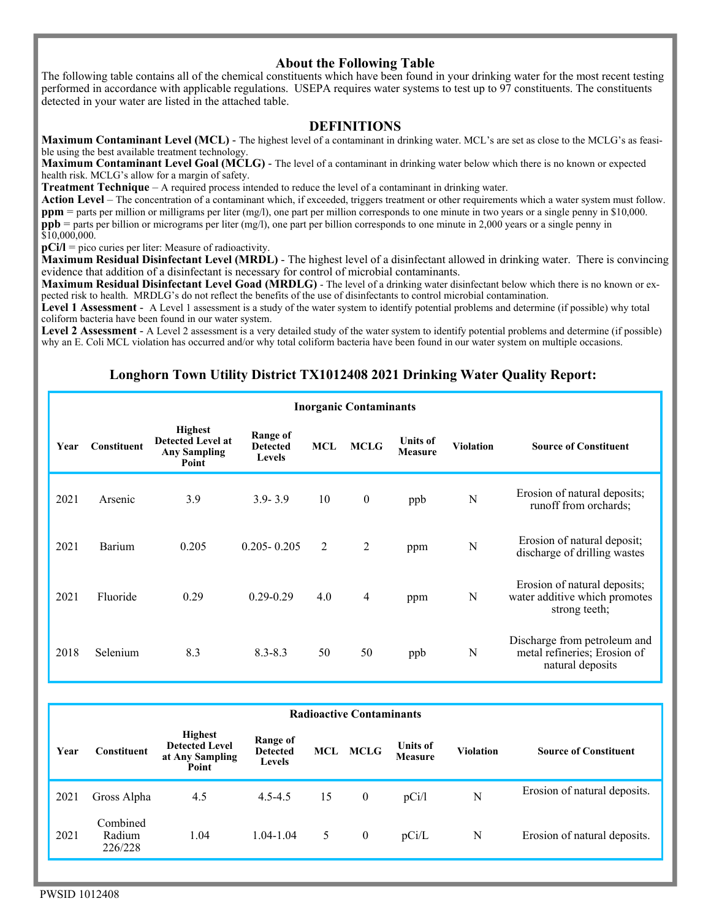## About the Following Table

The following table contains all of the chemical constituents which have been found in your drinking water for the most recent testing performed in accordance with applicable regulations. USEPA requires water systems to test up to 97 constituents. The constituents detected in your water are listed in the attached table.

## DEFINITIONS

**Maximum Contaminant Level (MCL)** - The highest level of a contaminant in drinking water. MCL's are set as close to the MCLG's as feasible using the best available treatment technology.
**Maximum Contaminant Level Goal (MCLG)** - The level of a contaminant in drinking water below which there is no known or expected health risk. MCLG's allow for a margin of safety.
**Treatment Technique** – A required process intended to reduce the level of a contaminant in drinking water.
**Action Level** – The concentration of a contaminant which, if exceeded, triggers treatment or other requirements which a water system must follow.
**ppm** = parts per million or milligrams per liter (mg/l), one part per million corresponds to one minute in two years or a single penny in $10,000.
**ppb** = parts per billion or micrograms per liter (mg/l), one part per billion corresponds to one minute in 2,000 years or a single penny in $10,000,000.
**pCi/l** = pico curies per liter: Measure of radioactivity.
**Maximum Residual Disinfectant Level (MRDL)** - The highest level of a disinfectant allowed in drinking water. There is convincing evidence that addition of a disinfectant is necessary for control of microbial contaminants.
**Maximum Residual Disinfectant Level Goad (MRDLG)** - The level of a drinking water disinfectant below which there is no known or expected risk to health. MRDLG's do not reflect the benefits of the use of disinfectants to control microbial contamination.
**Level 1 Assessment** - A Level 1 assessment is a study of the water system to identify potential problems and determine (if possible) why total coliform bacteria have been found in our water system.
**Level 2 Assessment** - A Level 2 assessment is a very detailed study of the water system to identify potential problems and determine (if possible) why an E. Coli MCL violation has occurred and/or why total coliform bacteria have been found in our water system on multiple occasions.

## Longhorn Town Utility District TX1012408 2021 Drinking Water Quality Report:

**Inorganic Contaminants**

| Year | Constituent | Highest Detected Level at Any Sampling Point | Range of Detected Levels | MCL | MCLG | Units of Measure | Violation | Source of Constituent |
|---|---|---|---|---|---|---|---|---|
| 2021 | Arsenic | 3.9 | 3.9- 3.9 | 10 | 0 | ppb | N | Erosion of natural deposits; runoff from orchards; |
| 2021 | Barium | 0.205 | 0.205- 0.205 | 2 | 2 | ppm | N | Erosion of natural deposit; discharge of drilling wastes |
| 2021 | Fluoride | 0.29 | 0.29-0.29 | 4.0 | 4 | ppm | N | Erosion of natural deposits; water additive which promotes strong teeth; |
| 2018 | Selenium | 8.3 | 8.3-8.3 | 50 | 50 | ppb | N | Discharge from petroleum and metal refineries; Erosion of natural deposits |

**Radioactive Contaminants**

| Year | Constituent | Highest Detected Level at Any Sampling Point | Range of Detected Levels | MCL | MCLG | Units of Measure | Violation | Source of Constituent |
|---|---|---|---|---|---|---|---|---|
| 2021 | Gross Alpha | 4.5 | 4.5-4.5 | 15 | 0 | pCi/l | N | Erosion of natural deposits. |
| 2021 | Combined Radium 226/228 | 1.04 | 1.04-1.04 | 5 | 0 | pCi/L | N | Erosion of natural deposits. |

PWSID 1012408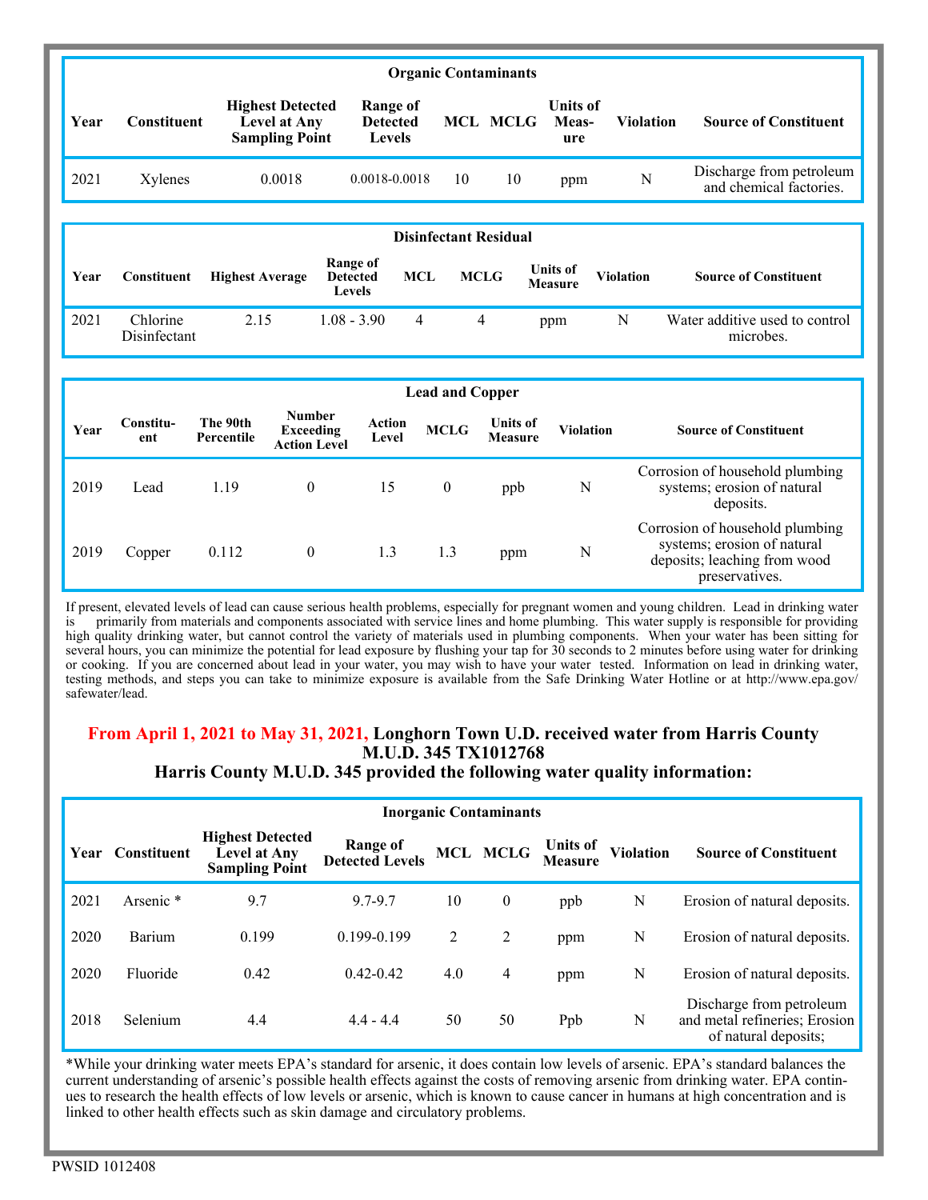| Organic Contaminants | | | | | | | | |
|---|---|---|---|---|---|---|---|---|
| **Year** | **Constituent** | **Highest Detected Level at Any Sampling Point** | **Range of Detected Levels** | **MCL** | **MCLG** | **Units of Meas-ure** | **Violation** | **Source of Constituent** |
| 2021 | Xylenes | 0.0018 | 0.0018-0.0018 | 10 | 10 | ppm | N | Discharge from petroleum and chemical factories. |

| Disinfectant Residual | | | | | | | | |
|---|---|---|---|---|---|---|---|---|
| **Year** | **Constituent** | **Highest Average** | **Range of Detected Levels** | **MCL** | **MCLG** | **Units of Measure** | **Violation** | **Source of Constituent** |
| 2021 | Chlorine Disinfectant | 2.15 | 1.08 - 3.90 | 4 | 4 | ppm | N | Water additive used to control microbes. |

| Lead and Copper | | | | | | | | |
|---|---|---|---|---|---|---|---|---|
| **Year** | **Constitu-ent** | **The 90th Percentile** | **Number Exceeding Action Level** | **Action Level** | **MCLG** | **Units of Measure** | **Violation** | **Source of Constituent** |
| 2019 | Lead | 1.19 | 0 | 15 | 0 | ppb | N | Corrosion of household plumbing systems; erosion of natural deposits. |
| 2019 | Copper | 0.112 | 0 | 1.3 | 1.3 | ppm | N | Corrosion of household plumbing systems; erosion of natural deposits; leaching from wood preservatives. |

If present, elevated levels of lead can cause serious health problems, especially for pregnant women and young children. Lead in drinking water is primarily from materials and components associated with service lines and home plumbing. This water supply is responsible for providing high quality drinking water, but cannot control the variety of materials used in plumbing components. When your water has been sitting for several hours, you can minimize the potential for lead exposure by flushing your tap for 30 seconds to 2 minutes before using water for drinking or cooking. If you are concerned about lead in your water, you may wish to have your water tested. Information on lead in drinking water, testing methods, and steps you can take to minimize exposure is available from the Safe Drinking Water Hotline or at http://www.epa.gov/safewater/lead.

### From April 1, 2021 to May 31, 2021, Longhorn Town U.D. received water from Harris County M.U.D. 345 TX1012768
### Harris County M.U.D. 345 provided the following water quality information:

| Inorganic Contaminants | | | | | | | | |
|---|---|---|---|---|---|---|---|---|
| **Year** | **Constituent** | **Highest Detected Level at Any Sampling Point** | **Range of Detected Levels** | **MCL** | **MCLG** | **Units of Measure** | **Violation** | **Source of Constituent** |
| 2021 | Arsenic * | 9.7 | 9.7-9.7 | 10 | 0 | ppb | N | Erosion of natural deposits. |
| 2020 | Barium | 0.199 | 0.199-0.199 | 2 | 2 | ppm | N | Erosion of natural deposits. |
| 2020 | Fluoride | 0.42 | 0.42-0.42 | 4.0 | 4 | ppm | N | Erosion of natural deposits. |
| 2018 | Selenium | 4.4 | 4.4 - 4.4 | 50 | 50 | Ppb | N | Discharge from petroleum and metal refineries; Erosion of natural deposits; |

*While your drinking water meets EPA's standard for arsenic, it does contain low levels of arsenic. EPA's standard balances the current understanding of arsenic's possible health effects against the costs of removing arsenic from drinking water. EPA continues to research the health effects of low levels or arsenic, which is known to cause cancer in humans at high concentration and is linked to other health effects such as skin damage and circulatory problems.

PWSID 1012408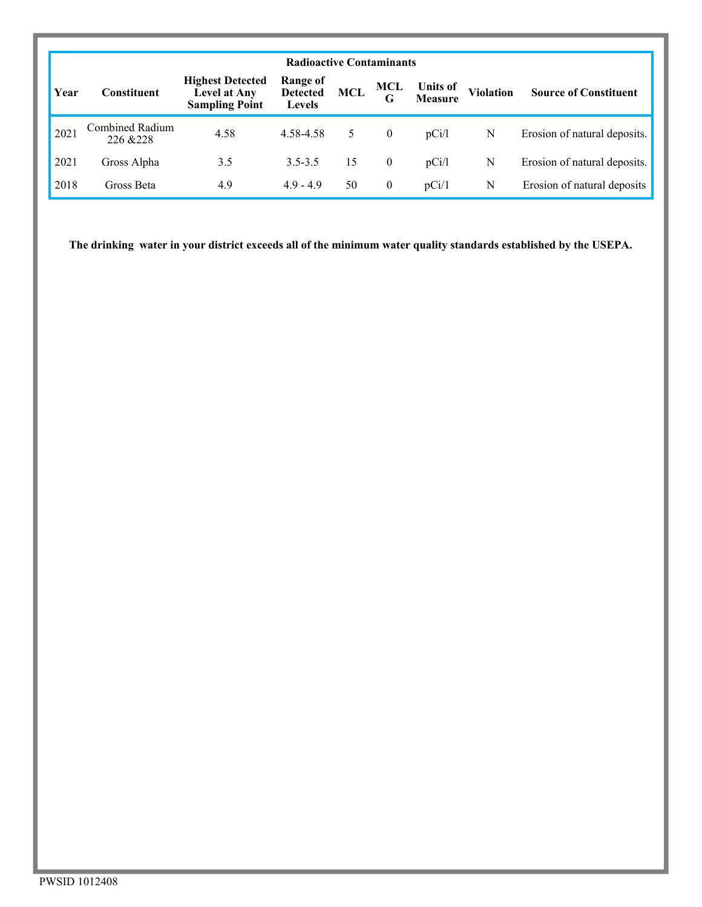| Radioactive Contaminants | | | | | | | | |
|---|---|---|---|---|---|---|---|---|
| **Year** | **Constituent** | **Highest Detected Level at Any Sampling Point** | **Range of Detected Levels** | **MCL** | **MCLG** | **Units of Measure** | **Violation** | **Source of Constituent** |
| 2021 | Combined Radium 226 &228 | 4.58 | 4.58-4.58 | 5 | 0 | pCi/l | N | Erosion of natural deposits. |
| 2021 | Gross Alpha | 3.5 | 3.5-3.5 | 15 | 0 | pCi/l | N | Erosion of natural deposits. |
| 2018 | Gross Beta | 4.9 | 4.9 - 4.9 | 50 | 0 | pCi/1 | N | Erosion of natural deposits |

**The drinking water in your district exceeds all of the minimum water quality standards established by the USEPA.**

PWSID 1012408